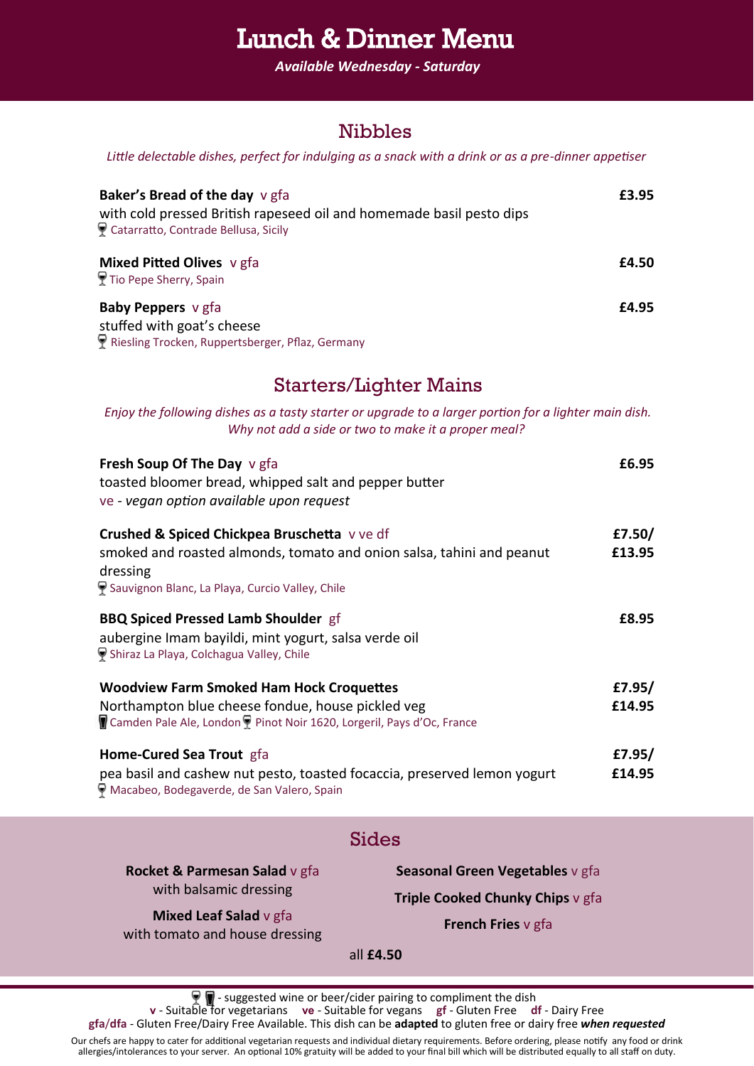# Lunch & Dinner Menu

*Available Wednesday - Saturday*

## Nibbles

*Little delectable dishes, perfect for indulging as a snack with a drink or as a pre-dinner appetiser*

**Baker's Bread of the day** v gfa — **£3.95**
with cold pressed British rapeseed oil and homemade basil pesto dips
🍷 Catarratto, Contrade Bellusa, Sicily

**Mixed Pitted Olives** v gfa — **£4.50**
🍷 Tio Pepe Sherry, Spain

**Baby Peppers** v gfa — **£4.95**
stuffed with goat's cheese
🍷 Riesling Trocken, Ruppertsberger, Pflaz, Germany

## Starters/Lighter Mains

*Enjoy the following dishes as a tasty starter or upgrade to a larger portion for a lighter main dish. Why not add a side or two to make it a proper meal?*

**Fresh Soup Of The Day** v gfa — **£6.95**
toasted bloomer bread, whipped salt and pepper butter
ve - *vegan option available upon request*

**Crushed & Spiced Chickpea Bruschetta** v ve df — **£7.50/ £13.95**
smoked and roasted almonds, tomato and onion salsa, tahini and peanut dressing
🍷 Sauvignon Blanc, La Playa, Curcio Valley, Chile

**BBQ Spiced Pressed Lamb Shoulder** gf — **£8.95**
aubergine Imam bayildi, mint yogurt, salsa verde oil
🍷 Shiraz La Playa, Colchagua Valley, Chile

**Woodview Farm Smoked Ham Hock Croquettes** — **£7.95/ £14.95**
Northampton blue cheese fondue, house pickled veg
🍺 Camden Pale Ale, London 🍷 Pinot Noir 1620, Lorgeril, Pays d'Oc, France

**Home-Cured Sea Trout** gfa — **£7.95/ £14.95**
pea basil and cashew nut pesto, toasted focaccia, preserved lemon yogurt
🍷 Macabeo, Bodegaverde, de San Valero, Spain

## Sides

**Rocket & Parmesan Salad** v gfa
with balsamic dressing

**Mixed Leaf Salad** v gfa
with tomato and house dressing

**Seasonal Green Vegetables** v gfa

**Triple Cooked Chunky Chips** v gfa

**French Fries** v gfa

all **£4.50**

---

🍷 🍺 - suggested wine or beer/cider pairing to compliment the dish
**v** - Suitable for vegetarians **ve** - Suitable for vegans **gf** - Gluten Free **df** - Dairy Free
**gfa/dfa** - Gluten Free/Dairy Free Available. This dish can be **adapted** to gluten free or dairy free ***when requested***

Our chefs are happy to cater for additional vegetarian requests and individual dietary requirements. Before ordering, please notify any food or drink allergies/intolerances to your server. An optional 10% gratuity will be added to your final bill which will be distributed equally to all staff on duty.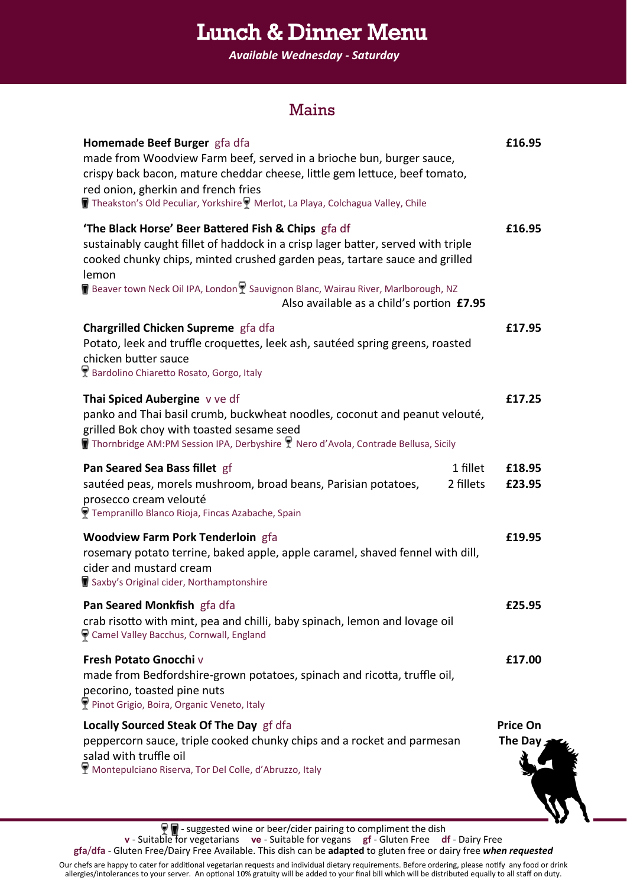# Lunch & Dinner Menu

*Available Wednesday - Saturday*

## Mains

**Homemade Beef Burger** gfa dfa — **£16.95**
made from Woodview Farm beef, served in a brioche bun, burger sauce, crispy back bacon, mature cheddar cheese, little gem lettuce, beef tomato, red onion, gherkin and french fries
Theakston's Old Peculiar, Yorkshire | Merlot, La Playa, Colchagua Valley, Chile

**'The Black Horse' Beer Battered Fish & Chips** gfa df — **£16.95**
sustainably caught fillet of haddock in a crisp lager batter, served with triple cooked chunky chips, minted crushed garden peas, tartare sauce and grilled lemon
Beaver town Neck Oil IPA, London | Sauvignon Blanc, Wairau River, Marlborough, NZ
Also available as a child's portion **£7.95**

**Chargrilled Chicken Supreme** gfa dfa — **£17.95**
Potato, leek and truffle croquettes, leek ash, sautéed spring greens, roasted chicken butter sauce
Bardolino Chiaretto Rosato, Gorgo, Italy

**Thai Spiced Aubergine** v ve df — **£17.25**
panko and Thai basil crumb, buckwheat noodles, coconut and peanut velouté, grilled Bok choy with toasted sesame seed
Thornbridge AM:PM Session IPA, Derbyshire | Nero d'Avola, Contrade Bellusa, Sicily

**Pan Seared Sea Bass fillet** gf — 1 fillet **£18.95** / 2 fillets **£23.95**
sautéed peas, morels mushroom, broad beans, Parisian potatoes, prosecco cream velouté
Tempranillo Blanco Rioja, Fincas Azabache, Spain

**Woodview Farm Pork Tenderloin** gfa — **£19.95**
rosemary potato terrine, baked apple, apple caramel, shaved fennel with dill, cider and mustard cream
Saxby's Original cider, Northamptonshire

**Pan Seared Monkfish** gfa dfa — **£25.95**
crab risotto with mint, pea and chilli, baby spinach, lemon and lovage oil
Camel Valley Bacchus, Cornwall, England

**Fresh Potato Gnocchi** v — **£17.00**
made from Bedfordshire-grown potatoes, spinach and ricotta, truffle oil, pecorino, toasted pine nuts
Pinot Grigio, Boira, Organic Veneto, Italy

**Locally Sourced Steak Of The Day** gf dfa — **Price On The Day**
peppercorn sauce, triple cooked chunky chips and a rocket and parmesan salad with truffle oil
Montepulciano Riserva, Tor Del Colle, d'Abruzzo, Italy

---

- suggested wine or beer/cider pairing to compliment the dish

**v** - Suitable for vegetarians **ve** - Suitable for vegans **gf** - Gluten Free **df** - Dairy Free

**gfa/dfa** - Gluten Free/Dairy Free Available. This dish can be **adapted** to gluten free or dairy free ***when requested***

Our chefs are happy to cater for additional vegetarian requests and individual dietary requirements. Before ordering, please notify any food or drink allergies/intolerances to your server. An optional 10% gratuity will be added to your final bill which will be distributed equally to all staff on duty.